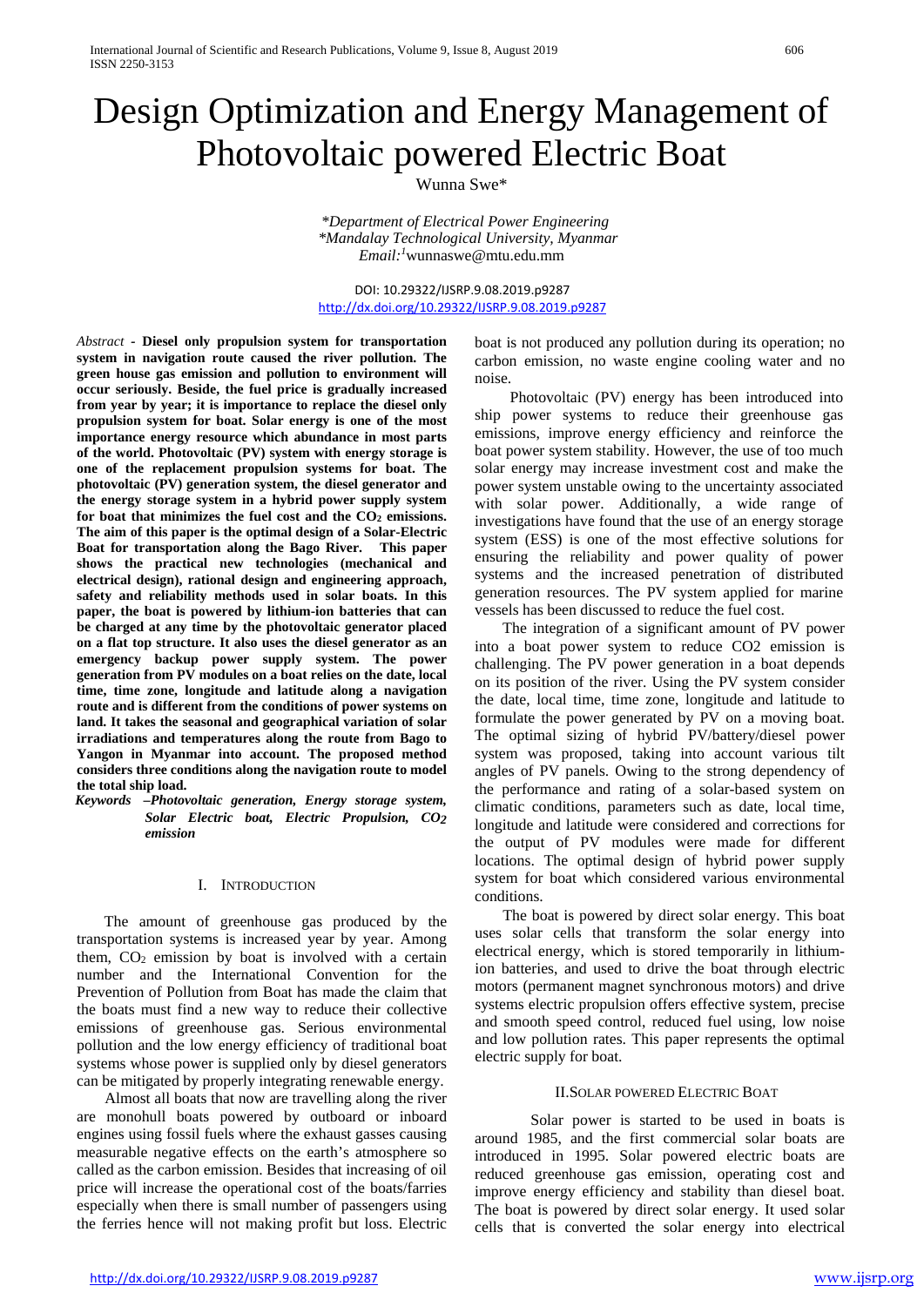# Design Optimization and Energy Management of Photovoltaic powered Electric Boat

Wunna Swe*

*Department of Electrical Power Engineering*
*Mandalay Technological University, Myanmar*
*Email:*[1]wunnaswe@mtu.edu.mm

DOI: 10.29322/IJSRP.9.08.2019.p9287
http://dx.doi.org/10.29322/IJSRP.9.08.2019.p9287

*Abstract* - **Diesel only propulsion system for transportation system in navigation route caused the river pollution. The green house gas emission and pollution to environment will occur seriously. Beside, the fuel price is gradually increased from year by year; it is importance to replace the diesel only propulsion system for boat. Solar energy is one of the most importance energy resource which abundance in most parts of the world. Photovoltaic (PV) system with energy storage is one of the replacement propulsion systems for boat. The photovoltaic (PV) generation system, the diesel generator and the energy storage system in a hybrid power supply system for boat that minimizes the fuel cost and the $CO_2$ emissions. The aim of this paper is the optimal design of a Solar-Electric Boat for transportation along the Bago River. This paper shows the practical new technologies (mechanical and electrical design), rational design and engineering approach, safety and reliability methods used in solar boats. In this paper, the boat is powered by lithium-ion batteries that can be charged at any time by the photovoltaic generator placed on a flat top structure. It also uses the diesel generator as an emergency backup power supply system. The power generation from PV modules on a boat relies on the date, local time, time zone, longitude and latitude along a navigation route and is different from the conditions of power systems on land. It takes the seasonal and geographical variation of solar irradiations and temperatures along the route from Bago to Yangon in Myanmar into account. The proposed method considers three conditions along the navigation route to model the total ship load.**

*Keywords* ***–Photovoltaic generation, Energy storage system, Solar Electric boat, Electric Propulsion, $CO_2$ emission***

## I. Introduction

The amount of greenhouse gas produced by the transportation systems is increased year by year. Among them, $CO_2$ emission by boat is involved with a certain number and the International Convention for the Prevention of Pollution from Boat has made the claim that the boats must find a new way to reduce their collective emissions of greenhouse gas. Serious environmental pollution and the low energy efficiency of traditional boat systems whose power is supplied only by diesel generators can be mitigated by properly integrating renewable energy.

Almost all boats that now are travelling along the river are monohull boats powered by outboard or inboard engines using fossil fuels where the exhaust gasses causing measurable negative effects on the earth's atmosphere so called as the carbon emission. Besides that increasing of oil price will increase the operational cost of the boats/farries especially when there is small number of passengers using the ferries hence will not making profit but loss. Electric boat is not produced any pollution during its operation; no carbon emission, no waste engine cooling water and no noise.

Photovoltaic (PV) energy has been introduced into ship power systems to reduce their greenhouse gas emissions, improve energy efficiency and reinforce the boat power system stability. However, the use of too much solar energy may increase investment cost and make the power system unstable owing to the uncertainty associated with solar power. Additionally, a wide range of investigations have found that the use of an energy storage system (ESS) is one of the most effective solutions for ensuring the reliability and power quality of power systems and the increased penetration of distributed generation resources. The PV system applied for marine vessels has been discussed to reduce the fuel cost.

The integration of a significant amount of PV power into a boat power system to reduce CO2 emission is challenging. The PV power generation in a boat depends on its position of the river. Using the PV system consider the date, local time, time zone, longitude and latitude to formulate the power generated by PV on a moving boat. The optimal sizing of hybrid PV/battery/diesel power system was proposed, taking into account various tilt angles of PV panels. Owing to the strong dependency of the performance and rating of a solar-based system on climatic conditions, parameters such as date, local time, longitude and latitude were considered and corrections for the output of PV modules were made for different locations. The optimal design of hybrid power supply system for boat which considered various environmental conditions.

The boat is powered by direct solar energy. This boat uses solar cells that transform the solar energy into electrical energy, which is stored temporarily in lithium-ion batteries, and used to drive the boat through electric motors (permanent magnet synchronous motors) and drive systems electric propulsion offers effective system, precise and smooth speed control, reduced fuel using, low noise and low pollution rates. This paper represents the optimal electric supply for boat.

## II. Solar Powered Electric Boat

Solar power is started to be used in boats is around 1985, and the first commercial solar boats are introduced in 1995. Solar powered electric boats are reduced greenhouse gas emission, operating cost and improve energy efficiency and stability than diesel boat. The boat is powered by direct solar energy. It used solar cells that is converted the solar energy into electrical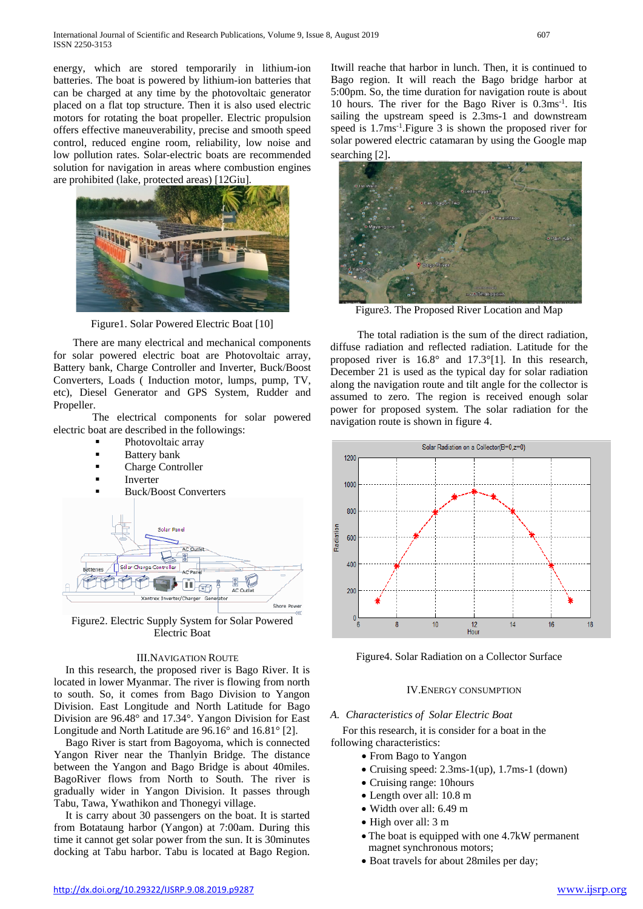energy, which are stored temporarily in lithium-ion batteries. The boat is powered by lithium-ion batteries that can be charged at any time by the photovoltaic generator placed on a flat top structure. Then it is also used electric motors for rotating the boat propeller. Electric propulsion offers effective maneuverability, precise and smooth speed control, reduced engine room, reliability, low noise and low pollution rates. Solar-electric boats are recommended solution for navigation in areas where combustion engines are prohibited (lake, protected areas) [12Giu].

Figure1. Solar Powered Electric Boat [10]

There are many electrical and mechanical components for solar powered electric boat are Photovoltaic array, Battery bank, Charge Controller and Inverter, Buck/Boost Converters, Loads ( Induction motor, lumps, pump, TV, etc), Diesel Generator and GPS System, Rudder and Propeller.

The electrical components for solar powered electric boat are described in the followings:

- Photovoltaic array
- Battery bank
- Charge Controller
- Inverter
- Buck/Boost Converters

Figure2. Electric Supply System for Solar Powered Electric Boat

## III. Navigation Route

In this research, the proposed river is Bago River. It is located in lower Myanmar. The river is flowing from north to south. So, it comes from Bago Division to Yangon Division. East Longitude and North Latitude for Bago Division are 96.48° and 17.34°. Yangon Division for East Longitude and North Latitude are 96.16° and 16.81° [2].

Bago River is start from Bagoyoma, which is connected Yangon River near the Thanlyin Bridge. The distance between the Yangon and Bago Bridge is about 40miles. BagoRiver flows from North to South. The river is gradually wider in Yangon Division. It passes through Tabu, Tawa, Ywathikon and Thonegyi village.

It is carry about 30 passengers on the boat. It is started from Botataung harbor (Yangon) at 7:00am. During this time it cannot get solar power from the sun. It is 30minutes docking at Tabu harbor. Tabu is located at Bago Region. Itwill reache that harbor in lunch. Then, it is continued to Bago region. It will reach the Bago bridge harbor at 5:00pm. So, the time duration for navigation route is about 10 hours. The river for the Bago River is $0.3ms^{-1}$. Itis sailing the upstream speed is 2.3ms-1 and downstream speed is $1.7ms^{-1}$.Figure 3 is shown the proposed river for solar powered electric catamaran by using the Google map searching [2].

Figure3. The Proposed River Location and Map

The total radiation is the sum of the direct radiation, diffuse radiation and reflected radiation. Latitude for the proposed river is 16.8° and 17.3°[1]. In this research, December 21 is used as the typical day for solar radiation along the navigation route and tilt angle for the collector is assumed to zero. The region is received enough solar power for proposed system. The solar radiation for the navigation route is shown in figure 4.

Figure4. Solar Radiation on a Collector Surface

## IV. Energy Consumption

### A. Characteristics of Solar Electric Boat

For this research, it is consider for a boat in the following characteristics:

- From Bago to Yangon
- Cruising speed: 2.3ms-1(up), 1.7ms-1 (down)
- Cruising range: 10hours
- Length over all: 10.8 m
- Width over all: 6.49 m
- High over all: 3 m
- The boat is equipped with one 4.7kW permanent magnet synchronous motors;
- Boat travels for about 28miles per day;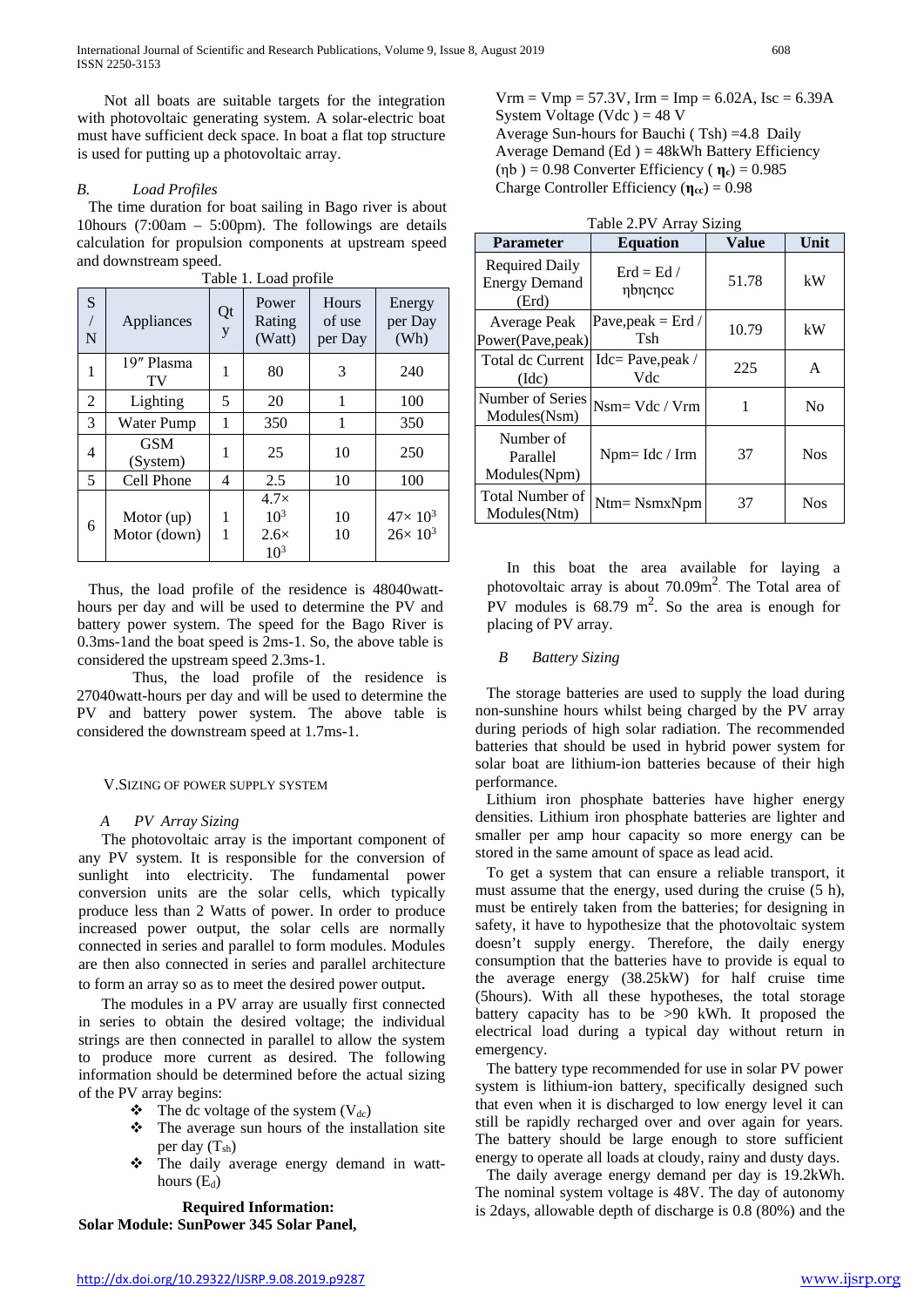Not all boats are suitable targets for the integration with photovoltaic generating system. A solar-electric boat must have sufficient deck space. In boat a flat top structure is used for putting up a photovoltaic array.

### *B. Load Profiles*

The time duration for boat sailing in Bago river is about 10hours (7:00am – 5:00pm). The followings are details calculation for propulsion components at upstream speed and downstream speed.

Table 1. Load profile

| S / N | Appliances | Qty | Power Rating (Watt) | Hours of use per Day | Energy per Day (Wh) |
|---|---|---|---|---|---|
| 1 | 19″ Plasma TV | 1 | 80 | 3 | 240 |
| 2 | Lighting | 5 | 20 | 1 | 100 |
| 3 | Water Pump | 1 | 350 | 1 | 350 |
| 4 | GSM (System) | 1 | 25 | 10 | 250 |
| 5 | Cell Phone | 4 | 2.5 | 10 | 100 |
| 6 | Motor (up)<br>Motor (down) | 1<br>1 | $4.7\times 10^3$<br>$2.6\times 10^3$ | 10<br>10 | $47\times 10^3$<br>$26\times 10^3$ |

Thus, the load profile of the residence is 48040watt-hours per day and will be used to determine the PV and battery power system. The speed for the Bago River is 0.3ms-1and the boat speed is 2ms-1. So, the above table is considered the upstream speed 2.3ms-1.

Thus, the load profile of the residence is 27040watt-hours per day and will be used to determine the PV and battery power system. The above table is considered the downstream speed at 1.7ms-1.

## V. SIZING OF POWER SUPPLY SYSTEM

### *A PV Array Sizing*

The photovoltaic array is the important component of any PV system. It is responsible for the conversion of sunlight into electricity. The fundamental power conversion units are the solar cells, which typically produce less than 2 Watts of power. In order to produce increased power output, the solar cells are normally connected in series and parallel to form modules. Modules are then also connected in series and parallel architecture to form an array so as to meet the desired power output.

The modules in a PV array are usually first connected in series to obtain the desired voltage; the individual strings are then connected in parallel to allow the system to produce more current as desired. The following information should be determined before the actual sizing of the PV array begins:

- The dc voltage of the system ($V_{dc}$)
- The average sun hours of the installation site per day ($T_{sh}$)
- The daily average energy demand in watt-hours ($E_d$)

**Required Information:**

**Solar Module: SunPower 345 Solar Panel,**

Vrm = Vmp = 57.3V, Irm = Imp = 6.02A, Isc = 6.39A
System Voltage (Vdc ) = 48 V
Average Sun-hours for Bauchi ( Tsh) =4.8 Daily
Average Demand (Ed ) = 48kWh Battery Efficiency ($\eta$b ) = 0.98 Converter Efficiency ( $\boldsymbol{\eta_c}$) = 0.985
Charge Controller Efficiency ($\boldsymbol{\eta_{cc}}$) = 0.98

Table 2.PV Array Sizing

| Parameter | Equation | Value | Unit |
|---|---|---|---|
| Required Daily Energy Demand (Erd) | Erd = Ed / ηbηcηcc | 51.78 | kW |
| Average Peak Power(Pave,peak) | Pave,peak = Erd / Tsh | 10.79 | kW |
| Total dc Current (Idc) | Idc= Pave,peak / Vdc | 225 | A |
| Number of Series Modules(Nsm) | Nsm= Vdc / Vrm | 1 | No |
| Number of Parallel Modules(Npm) | Npm= Idc / Irm | 37 | Nos |
| Total Number of Modules(Ntm) | Ntm= NsmxNpm | 37 | Nos |

In this boat the area available for laying a photovoltaic array is about 70.09m$^2$. The Total area of PV modules is 68.79 m$^2$. So the area is enough for placing of PV array.

### *B Battery Sizing*

The storage batteries are used to supply the load during non-sunshine hours whilst being charged by the PV array during periods of high solar radiation. The recommended batteries that should be used in hybrid power system for solar boat are lithium-ion batteries because of their high performance.

Lithium iron phosphate batteries have higher energy densities. Lithium iron phosphate batteries are lighter and smaller per amp hour capacity so more energy can be stored in the same amount of space as lead acid.

To get a system that can ensure a reliable transport, it must assume that the energy, used during the cruise (5 h), must be entirely taken from the batteries; for designing in safety, it have to hypothesize that the photovoltaic system doesn't supply energy. Therefore, the daily energy consumption that the batteries have to provide is equal to the average energy (38.25kW) for half cruise time (5hours). With all these hypotheses, the total storage battery capacity has to be >90 kWh. It proposed the electrical load during a typical day without return in emergency.

The battery type recommended for use in solar PV power system is lithium-ion battery, specifically designed such that even when it is discharged to low energy level it can still be rapidly recharged over and over again for years. The battery should be large enough to store sufficient energy to operate all loads at cloudy, rainy and dusty days.

The daily average energy demand per day is 19.2kWh. The nominal system voltage is 48V. The day of autonomy is 2days, allowable depth of discharge is 0.8 (80%) and the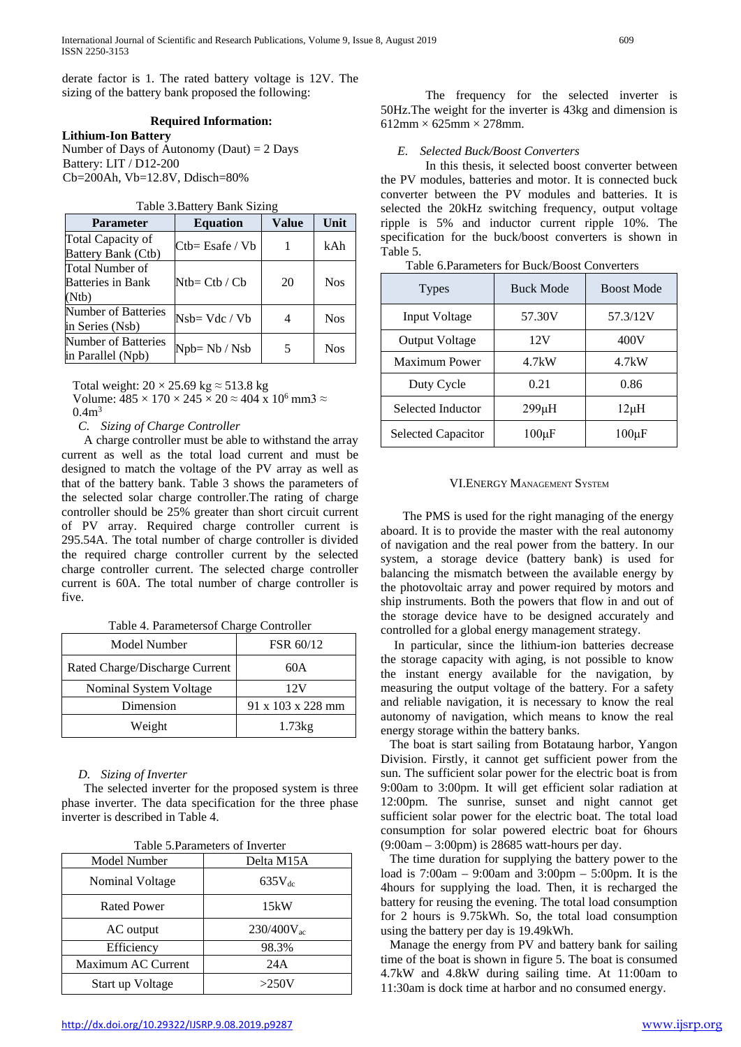derate factor is 1. The rated battery voltage is 12V. The sizing of the battery bank proposed the following:

**Required Information:**

**Lithium-Ion Battery**

Number of Days of Autonomy (Daut) = 2 Days

Battery: LIT / D12-200

Cb=200Ah, Vb=12.8V, Ddisch=80%

Table 3.Battery Bank Sizing

| Parameter | Equation | Value | Unit |
|---|---|---|---|
| Total Capacity of Battery Bank (Ctb) | Ctb= Esafe / Vb | 1 | kAh |
| Total Number of Batteries in Bank (Ntb) | Ntb= Ctb / Cb | 20 | Nos |
| Number of Batteries in Series (Nsb) | Nsb= Vdc / Vb | 4 | Nos |
| Number of Batteries in Parallel (Npb) | Npb= Nb / Nsb | 5 | Nos |

Total weight: 20 × 25.69 kg ≈ 513.8 kg

Volume: 485 × 170 × 245 × 20 ≈ 404 x $10^6$ mm3 ≈ $0.4m^3$

### *C. Sizing of Charge Controller*

A charge controller must be able to withstand the array current as well as the total load current and must be designed to match the voltage of the PV array as well as that of the battery bank. Table 3 shows the parameters of the selected solar charge controller.The rating of charge controller should be 25% greater than short circuit current of PV array. Required charge controller current is 295.54A. The total number of charge controller is divided the required charge controller current by the selected charge controller current. The selected charge controller current is 60A. The total number of charge controller is five.

Table 4. Parametersof Charge Controller

| Model Number | FSR 60/12 |
|---|---|
| Rated Charge/Discharge Current | 60A |
| Nominal System Voltage | 12V |
| Dimension | 91 x 103 x 228 mm |
| Weight | 1.73kg |

### *D. Sizing of Inverter*

The selected inverter for the proposed system is three phase inverter. The data specification for the three phase inverter is described in Table 4.

Table 5.Parameters of Inverter

| Model Number | Delta M15A |
|---|---|
| Nominal Voltage | $635V_{dc}$ |
| Rated Power | 15kW |
| AC output | $230/400V_{ac}$ |
| Efficiency | 98.3% |
| Maximum AC Current | 24A |
| Start up Voltage | >250V |

The frequency for the selected inverter is 50Hz.The weight for the inverter is 43kg and dimension is 612mm × 625mm × 278mm.

### *E. Selected Buck/Boost Converters*

In this thesis, it selected boost converter between the PV modules, batteries and motor. It is connected buck converter between the PV modules and batteries. It is selected the 20kHz switching frequency, output voltage ripple is 5% and inductor current ripple 10%. The specification for the buck/boost converters is shown in Table 5.

Table 6.Parameters for Buck/Boost Converters

| Types | Buck Mode | Boost Mode |
|---|---|---|
| Input Voltage | 57.30V | 57.3/12V |
| Output Voltage | 12V | 400V |
| Maximum Power | 4.7kW | 4.7kW |
| Duty Cycle | 0.21 | 0.86 |
| Selected Inductor | 299µH | 12µH |
| Selected Capacitor | 100µF | 100µF |

## VI.Energy Management System

The PMS is used for the right managing of the energy aboard. It is to provide the master with the real autonomy of navigation and the real power from the battery. In our system, a storage device (battery bank) is used for balancing the mismatch between the available energy by the photovoltaic array and power required by motors and ship instruments. Both the powers that flow in and out of the storage device have to be designed accurately and controlled for a global energy management strategy.

In particular, since the lithium-ion batteries decrease the storage capacity with aging, is not possible to know the instant energy available for the navigation, by measuring the output voltage of the battery. For a safety and reliable navigation, it is necessary to know the real autonomy of navigation, which means to know the real energy storage within the battery banks.

The boat is start sailing from Botataung harbor, Yangon Division. Firstly, it cannot get sufficient power from the sun. The sufficient solar power for the electric boat is from 9:00am to 3:00pm. It will get efficient solar radiation at 12:00pm. The sunrise, sunset and night cannot get sufficient solar power for the electric boat. The total load consumption for solar powered electric boat for 6hours (9:00am – 3:00pm) is 28685 watt-hours per day.

The time duration for supplying the battery power to the load is 7:00am – 9:00am and 3:00pm – 5:00pm. It is the 4hours for supplying the load. Then, it is recharged the battery for reusing the evening. The total load consumption for 2 hours is 9.75kWh. So, the total load consumption using the battery per day is 19.49kWh.

Manage the energy from PV and battery bank for sailing time of the boat is shown in figure 5. The boat is consumed 4.7kW and 4.8kW during sailing time. At 11:00am to 11:30am is dock time at harbor and no consumed energy.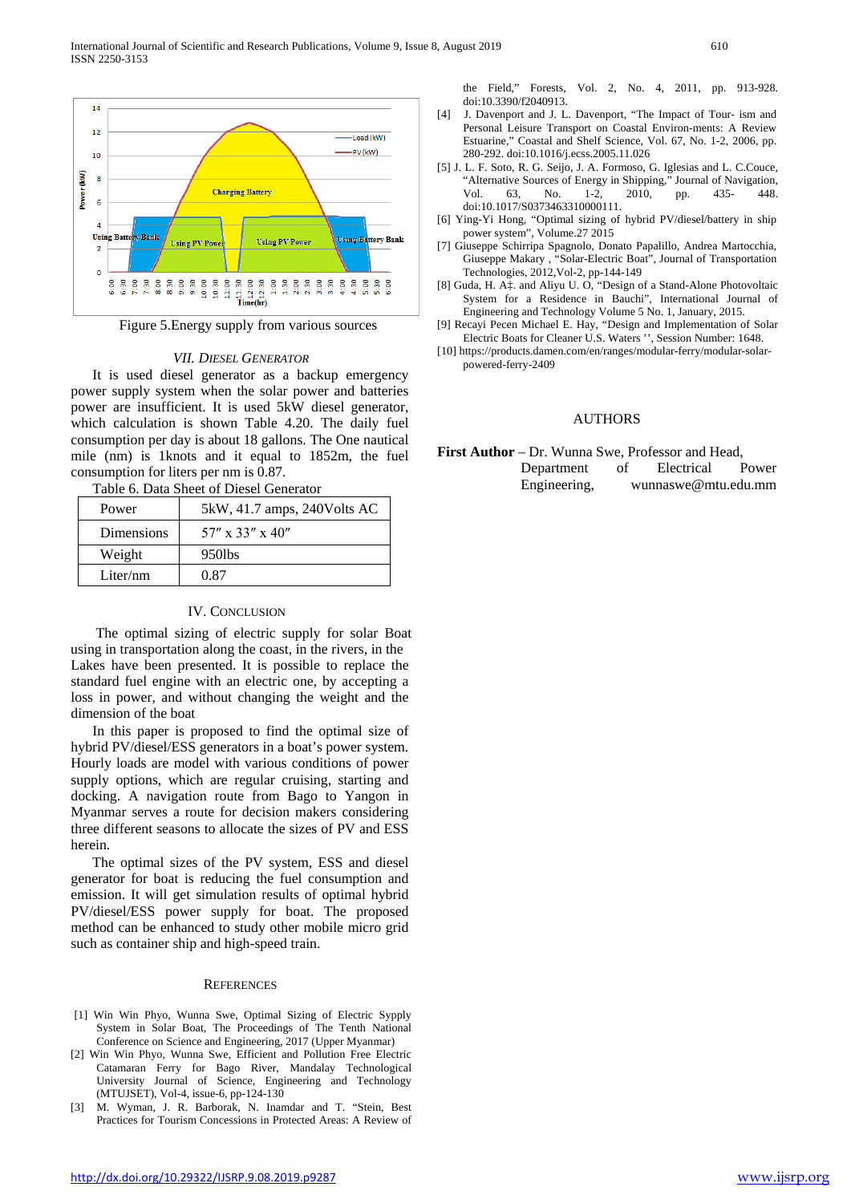Figure 5.Energy supply from various sources

### VII. DIESEL GENERATOR

It is used diesel generator as a backup emergency power supply system when the solar power and batteries power are insufficient. It is used 5kW diesel generator, which calculation is shown Table 4.20. The daily fuel consumption per day is about 18 gallons. The One nautical mile (nm) is 1knots and it equal to 1852m, the fuel consumption for liters per nm is 0.87.

Table 6. Data Sheet of Diesel Generator

| Power | 5kW, 41.7 amps, 240Volts AC |
|---|---|
| Dimensions | 57″ x 33″ x 40″ |
| Weight | 950lbs |
| Liter/nm | 0.87 |

### IV. CONCLUSION

The optimal sizing of electric supply for solar Boat using in transportation along the coast, in the rivers, in the Lakes have been presented. It is possible to replace the standard fuel engine with an electric one, by accepting a loss in power, and without changing the weight and the dimension of the boat

In this paper is proposed to find the optimal size of hybrid PV/diesel/ESS generators in a boat's power system. Hourly loads are model with various conditions of power supply options, which are regular cruising, starting and docking. A navigation route from Bago to Yangon in Myanmar serves a route for decision makers considering three different seasons to allocate the sizes of PV and ESS herein.

The optimal sizes of the PV system, ESS and diesel generator for boat is reducing the fuel consumption and emission. It will get simulation results of optimal hybrid PV/diesel/ESS power supply for boat. The proposed method can be enhanced to study other mobile micro grid such as container ship and high-speed train.

### REFERENCES

[1] Win Win Phyo, Wunna Swe, Optimal Sizing of Electric Sypply System in Solar Boat, The Proceedings of The Tenth National Conference on Science and Engineering, 2017 (Upper Myanmar)

[2] Win Win Phyo, Wunna Swe, Efficient and Pollution Free Electric Catamaran Ferry for Bago River, Mandalay Technological University Journal of Science, Engineering and Technology (MTUJSET), Vol-4, issue-6, pp-124-130

[3] M. Wyman, J. R. Barborak, N. Inamdar and T. "Stein, Best Practices for Tourism Concessions in Protected Areas: A Review of the Field," Forests, Vol. 2, No. 4, 2011, pp. 913-928. doi:10.3390/f2040913.

[4] J. Davenport and J. L. Davenport, "The Impact of Tour- ism and Personal Leisure Transport on Coastal Environ-ments: A Review Estuarine," Coastal and Shelf Science, Vol. 67, No. 1-2, 2006, pp. 280-292. doi:10.1016/j.ecss.2005.11.026

[5] J. L. F. Soto, R. G. Seijo, J. A. Formoso, G. Iglesias and L. C.Couce, "Alternative Sources of Energy in Shipping," Journal of Navigation, Vol. 63, No. 1-2, 2010, pp. 435- 448. doi:10.1017/S0373463310000111.

[6] Ying-Yi Hong, "Optimal sizing of hybrid PV/diesel/battery in ship power system", Volume.27 2015

[7] Giuseppe Schirripa Spagnolo, Donato Papalillo, Andrea Martocchia, Giuseppe Makary , "Solar-Electric Boat", Journal of Transportation Technologies, 2012,Vol-2, pp-144-149

[8] Guda, H. A‡. and Aliyu U. O, "Design of a Stand-Alone Photovoltaic System for a Residence in Bauchi", International Journal of Engineering and Technology Volume 5 No. 1, January, 2015.

[9] Recayi Pecen Michael E. Hay, "Design and Implementation of Solar Electric Boats for Cleaner U.S. Waters '', Session Number: 1648.

[10] https://products.damen.com/en/ranges/modular-ferry/modular-solar-powered-ferry-2409

### AUTHORS

**First Author** – Dr. Wunna Swe, Professor and Head, Department of Electrical Power Engineering, wunnaswe@mtu.edu.mm